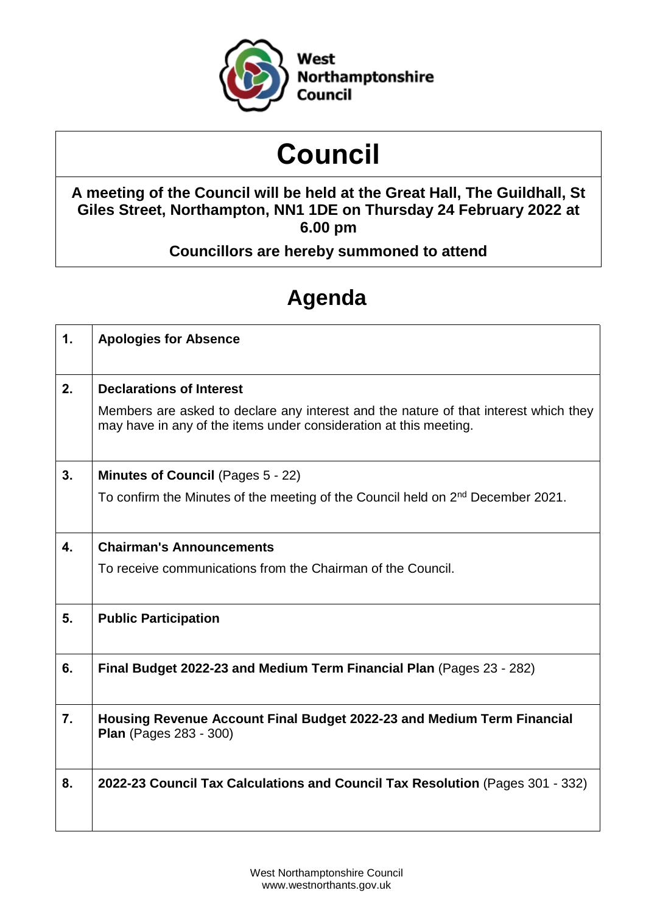West Northamptonshire Council

# Council

**A meeting of the Council will be held at the Great Hall, The Guildhall, St Giles Street, Northampton, NN1 1DE on Thursday 24 February 2022 at 6.00 pm**

**Councillors are hereby summoned to attend**

## Agenda

| | |
|---|---|
| **1.** | **Apologies for Absence** |
| **2.** | **Declarations of Interest**<br><br>Members are asked to declare any interest and the nature of that interest which they may have in any of the items under consideration at this meeting. |
| **3.** | **Minutes of Council** (Pages 5 - 22)<br><br>To confirm the Minutes of the meeting of the Council held on 2nd December 2021. |
| **4.** | **Chairman's Announcements**<br><br>To receive communications from the Chairman of the Council. |
| **5.** | **Public Participation** |
| **6.** | **Final Budget 2022-23 and Medium Term Financial Plan** (Pages 23 - 282) |
| **7.** | **Housing Revenue Account Final Budget 2022-23 and Medium Term Financial Plan** (Pages 283 - 300) |
| **8.** | **2022-23 Council Tax Calculations and Council Tax Resolution** (Pages 301 - 332) |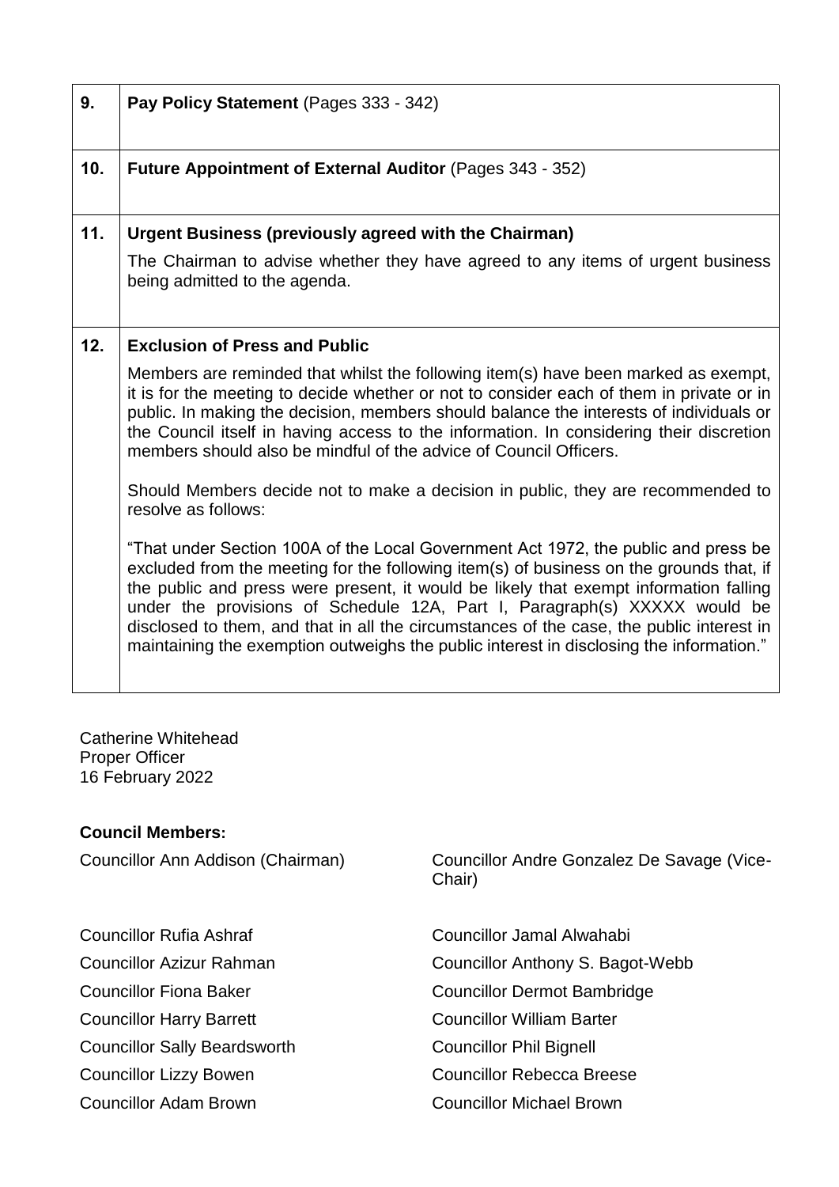| | |
|---|---|
| **9.** | **Pay Policy Statement** (Pages 333 - 342) |
| **10.** | **Future Appointment of External Auditor** (Pages 343 - 352) |
| **11.** | **Urgent Business (previously agreed with the Chairman)**<br><br>The Chairman to advise whether they have agreed to any items of urgent business being admitted to the agenda. |
| **12.** | **Exclusion of Press and Public**<br><br>Members are reminded that whilst the following item(s) have been marked as exempt, it is for the meeting to decide whether or not to consider each of them in private or in public. In making the decision, members should balance the interests of individuals or the Council itself in having access to the information. In considering their discretion members should also be mindful of the advice of Council Officers.<br><br>Should Members decide not to make a decision in public, they are recommended to resolve as follows:<br><br>"That under Section 100A of the Local Government Act 1972, the public and press be excluded from the meeting for the following item(s) of business on the grounds that, if the public and press were present, it would be likely that exempt information falling under the provisions of Schedule 12A, Part I, Paragraph(s) XXXXX would be disclosed to them, and that in all the circumstances of the case, the public interest in maintaining the exemption outweighs the public interest in disclosing the information." |

Catherine Whitehead
Proper Officer
16 February 2022

**Council Members:**

Councillor Ann Addison (Chairman)
Councillor Andre Gonzalez De Savage (Vice-Chair)

Councillor Rufia Ashraf
Councillor Jamal Alwahabi
Councillor Azizur Rahman
Councillor Anthony S. Bagot-Webb
Councillor Fiona Baker
Councillor Dermot Bambridge
Councillor Harry Barrett
Councillor William Barter
Councillor Sally Beardsworth
Councillor Phil Bignell
Councillor Lizzy Bowen
Councillor Rebecca Breese
Councillor Adam Brown
Councillor Michael Brown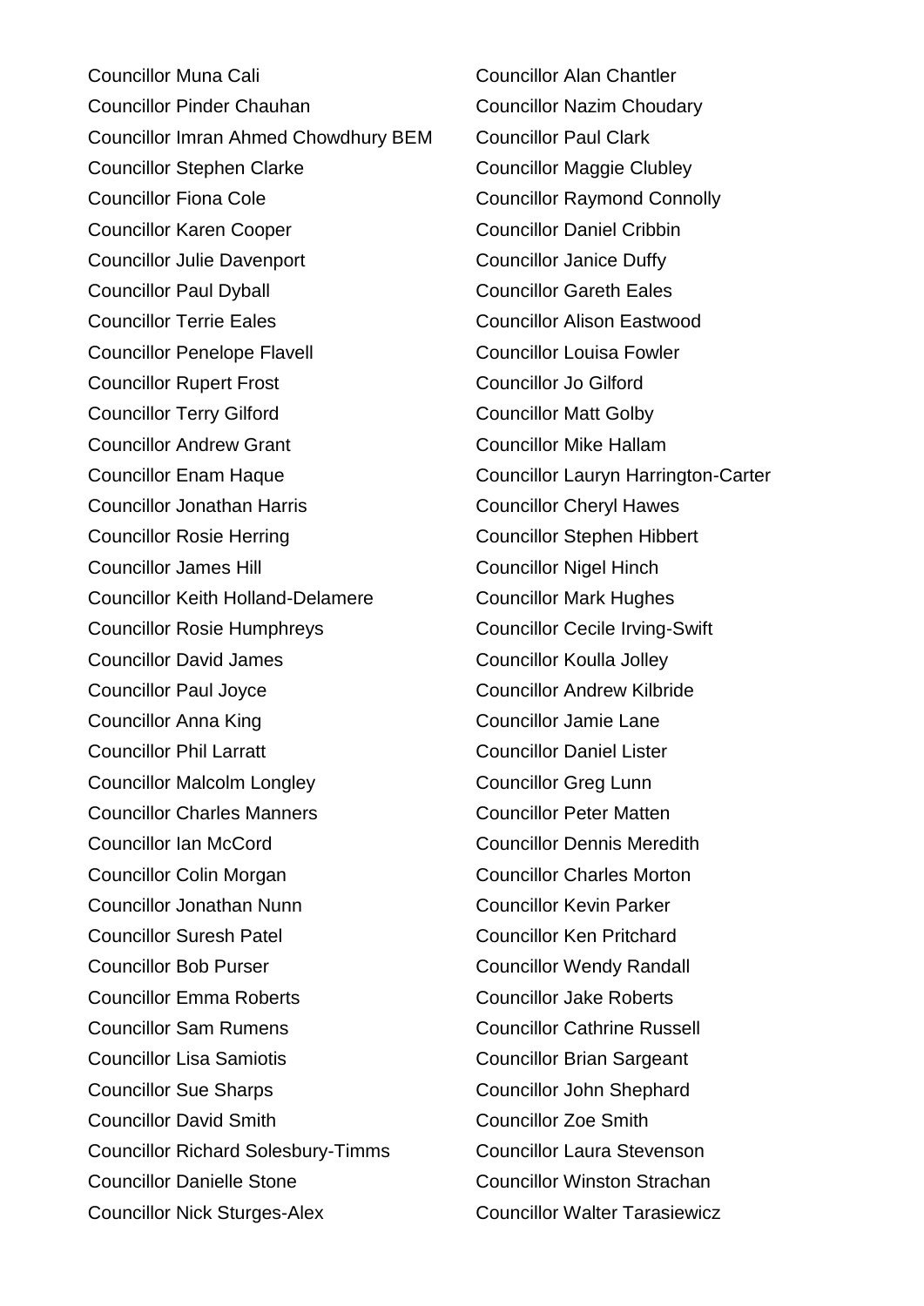Councillor Muna Cali

Councillor Alan Chantler

Councillor Pinder Chauhan

Councillor Nazim Choudary

Councillor Imran Ahmed Chowdhury BEM

Councillor Paul Clark

Councillor Stephen Clarke

Councillor Maggie Clubley

Councillor Fiona Cole

Councillor Raymond Connolly

Councillor Karen Cooper

Councillor Daniel Cribbin

Councillor Julie Davenport

Councillor Janice Duffy

Councillor Paul Dyball

Councillor Gareth Eales

Councillor Terrie Eales

Councillor Alison Eastwood

Councillor Penelope Flavell

Councillor Louisa Fowler

Councillor Rupert Frost

Councillor Jo Gilford

Councillor Terry Gilford

Councillor Matt Golby

Councillor Andrew Grant

Councillor Mike Hallam

Councillor Enam Haque

Councillor Lauryn Harrington-Carter

Councillor Jonathan Harris

Councillor Cheryl Hawes

Councillor Rosie Herring

Councillor Stephen Hibbert

Councillor James Hill

Councillor Nigel Hinch

Councillor Keith Holland-Delamere

Councillor Mark Hughes

Councillor Rosie Humphreys

Councillor Cecile Irving-Swift

Councillor David James

Councillor Koulla Jolley

Councillor Paul Joyce

Councillor Andrew Kilbride

Councillor Anna King

Councillor Jamie Lane

Councillor Phil Larratt

Councillor Daniel Lister

Councillor Malcolm Longley

Councillor Greg Lunn

Councillor Charles Manners

Councillor Peter Matten

Councillor Ian McCord

Councillor Dennis Meredith

Councillor Colin Morgan

Councillor Charles Morton

Councillor Jonathan Nunn

Councillor Kevin Parker

Councillor Suresh Patel

Councillor Ken Pritchard

Councillor Bob Purser

Councillor Wendy Randall

Councillor Emma Roberts

Councillor Jake Roberts

Councillor Sam Rumens

Councillor Cathrine Russell

Councillor Lisa Samiotis

Councillor Brian Sargeant

Councillor Sue Sharps

Councillor John Shephard

Councillor David Smith

Councillor Zoe Smith

Councillor Richard Solesbury-Timms

Councillor Laura Stevenson

Councillor Danielle Stone

Councillor Winston Strachan

Councillor Nick Sturges-Alex

Councillor Walter Tarasiewicz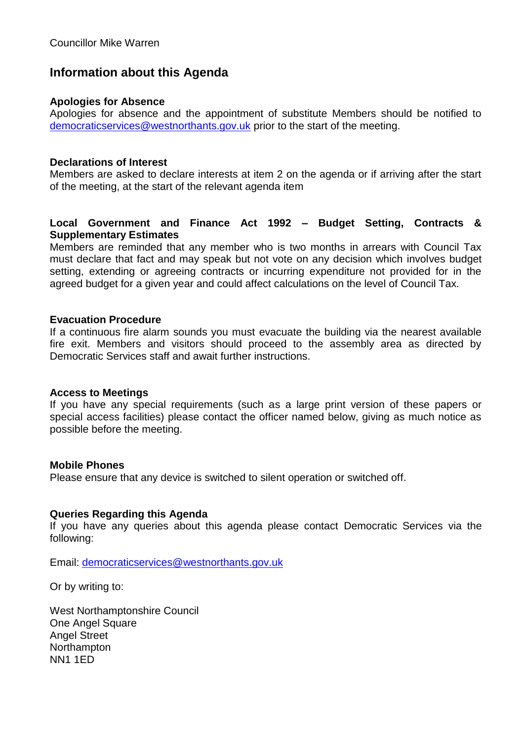Councillor Mike Warren

## Information about this Agenda

**Apologies for Absence**
Apologies for absence and the appointment of substitute Members should be notified to democraticservices@westnorthants.gov.uk prior to the start of the meeting.

**Declarations of Interest**
Members are asked to declare interests at item 2 on the agenda or if arriving after the start of the meeting, at the start of the relevant agenda item

**Local Government and Finance Act 1992 – Budget Setting, Contracts & Supplementary Estimates**
Members are reminded that any member who is two months in arrears with Council Tax must declare that fact and may speak but not vote on any decision which involves budget setting, extending or agreeing contracts or incurring expenditure not provided for in the agreed budget for a given year and could affect calculations on the level of Council Tax.

**Evacuation Procedure**
If a continuous fire alarm sounds you must evacuate the building via the nearest available fire exit. Members and visitors should proceed to the assembly area as directed by Democratic Services staff and await further instructions.

**Access to Meetings**
If you have any special requirements (such as a large print version of these papers or special access facilities) please contact the officer named below, giving as much notice as possible before the meeting.

**Mobile Phones**
Please ensure that any device is switched to silent operation or switched off.

**Queries Regarding this Agenda**
If you have any queries about this agenda please contact Democratic Services via the following:

Email: democraticservices@westnorthants.gov.uk

Or by writing to:

West Northamptonshire Council
One Angel Square
Angel Street
Northampton
NN1 1ED